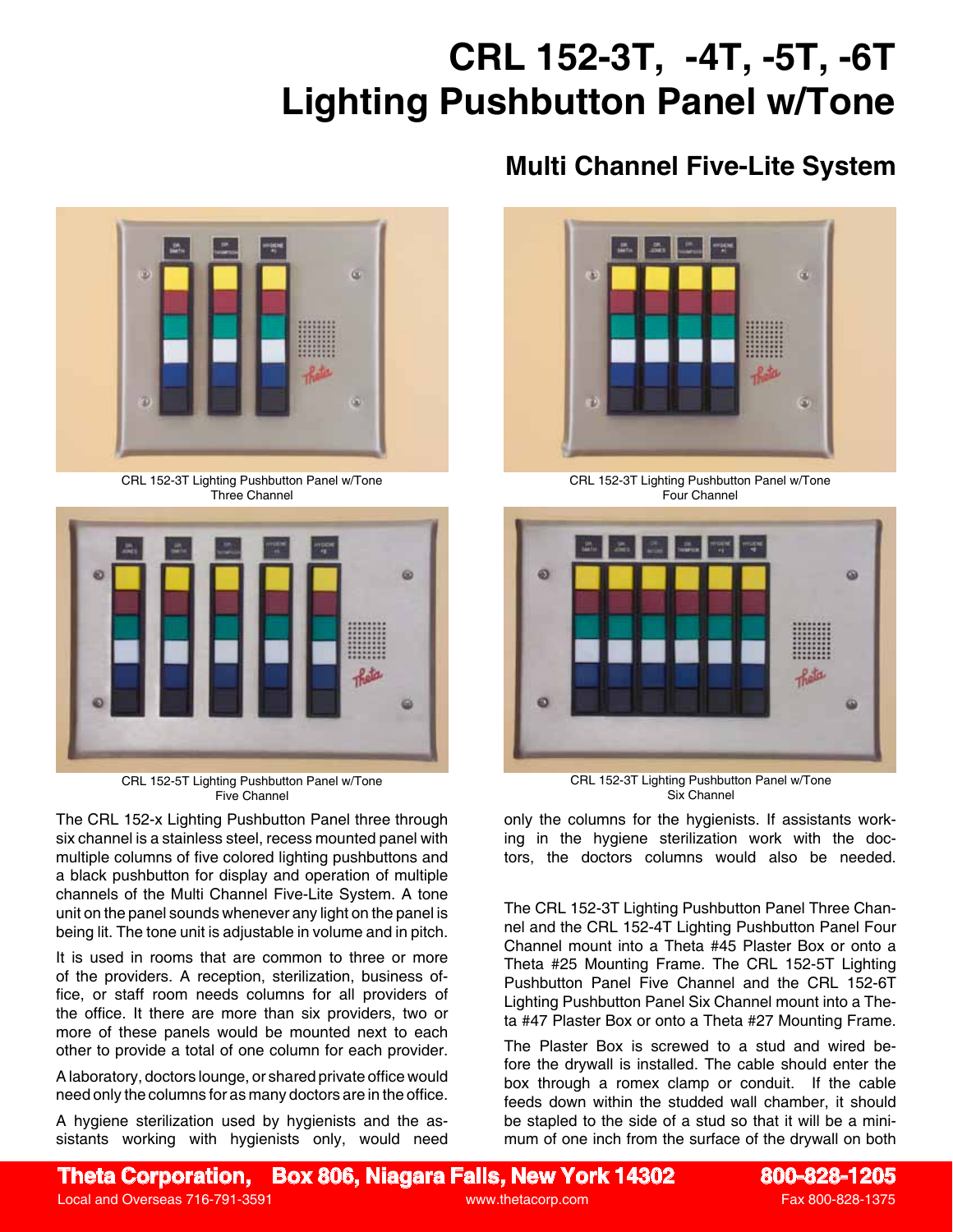# CRL 152-3T, -4T, -5T, -6T Lighting Pushbutton Panel w/Tone

## Multi Channel Five-Lite System

CRL 152-3T Lighting Pushbutton Panel w/Tone
Three Channel

CRL 152-3T Lighting Pushbutton Panel w/Tone
Four Channel

CRL 152-5T Lighting Pushbutton Panel w/Tone
Five Channel

CRL 152-3T Lighting Pushbutton Panel w/Tone
Six Channel

The CRL 152-x Lighting Pushbutton Panel three through six channel is a stainless steel, recess mounted panel with multiple columns of five colored lighting pushbuttons and a black pushbutton for display and operation of multiple channels of the Multi Channel Five-Lite System. A tone unit on the panel sounds whenever any light on the panel is being lit. The tone unit is adjustable in volume and in pitch.

It is used in rooms that are common to three or more of the providers. A reception, sterilization, business office, or staff room needs columns for all providers of the office. It there are more than six providers, two or more of these panels would be mounted next to each other to provide a total of one column for each provider.

A laboratory, doctors lounge, or shared private office would need only the columns for as many doctors are in the office.

A hygiene sterilization used by hygienists and the assistants working with hygienists only, would need only the columns for the hygienists. If assistants working in the hygiene sterilization work with the doctors, the doctors columns would also be needed.

The CRL 152-3T Lighting Pushbutton Panel Three Channel and the CRL 152-4T Lighting Pushbutton Panel Four Channel mount into a Theta #45 Plaster Box or onto a Theta #25 Mounting Frame. The CRL 152-5T Lighting Pushbutton Panel Five Channel and the CRL 152-6T Lighting Pushbutton Panel Six Channel mount into a Theta #47 Plaster Box or onto a Theta #27 Mounting Frame.

The Plaster Box is screwed to a stud and wired before the drywall is installed. The cable should enter the box through a romex clamp or conduit. If the cable feeds down within the studded wall chamber, it should be stapled to the side of a stud so that it will be a minimum of one inch from the surface of the drywall on both

**Theta Corporation, Box 806, Niagara Falls, New York 14302** **800-828-1205**
Local and Overseas 716-791-3591 www.thetacorp.com Fax 800-828-1375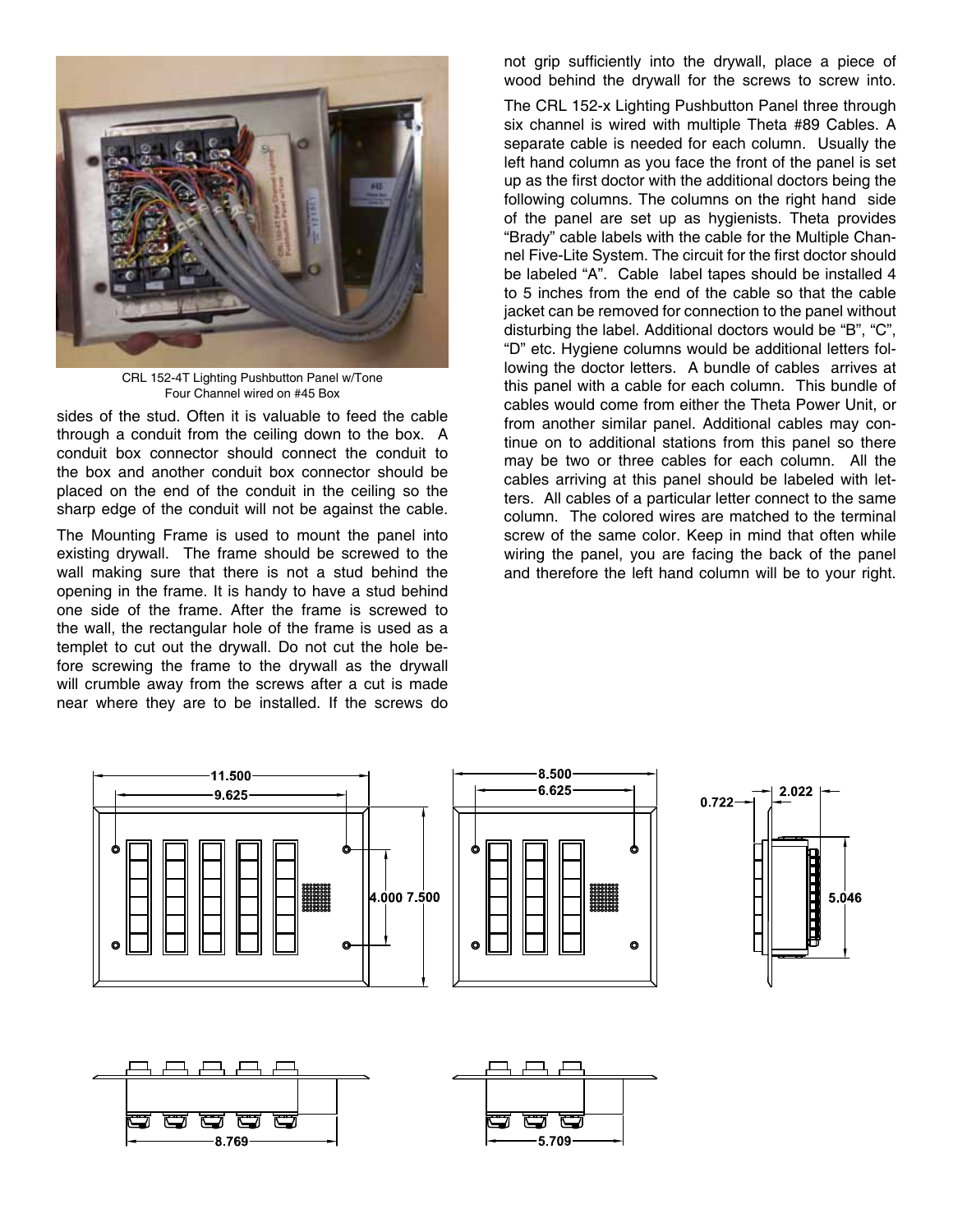CRL 152-4T Lighting Pushbutton Panel w/Tone
Four Channel wired on #45 Box

sides of the stud. Often it is valuable to feed the cable through a conduit from the ceiling down to the box. A conduit box connector should connect the conduit to the box and another conduit box connector should be placed on the end of the conduit in the ceiling so the sharp edge of the conduit will not be against the cable.

The Mounting Frame is used to mount the panel into existing drywall. The frame should be screwed to the wall making sure that there is not a stud behind the opening in the frame. It is handy to have a stud behind one side of the frame. After the frame is screwed to the wall, the rectangular hole of the frame is used as a templet to cut out the drywall. Do not cut the hole before screwing the frame to the drywall as the drywall will crumble away from the screws after a cut is made near where they are to be installed. If the screws do not grip sufficiently into the drywall, place a piece of wood behind the drywall for the screws to screw into.

The CRL 152-x Lighting Pushbutton Panel three through six channel is wired with multiple Theta #89 Cables. A separate cable is needed for each column. Usually the left hand column as you face the front of the panel is set up as the first doctor with the additional doctors being the following columns. The columns on the right hand side of the panel are set up as hygienists. Theta provides "Brady" cable labels with the cable for the Multiple Channel Five-Lite System. The circuit for the first doctor should be labeled "A". Cable label tapes should be installed 4 to 5 inches from the end of the cable so that the cable jacket can be removed for connection to the panel without disturbing the label. Additional doctors would be "B", "C", "D" etc. Hygiene columns would be additional letters following the doctor letters. A bundle of cables arrives at this panel with a cable for each column. This bundle of cables would come from either the Theta Power Unit, or from another similar panel. Additional cables may continue on to additional stations from this panel so there may be two or three cables for each column. All the cables arriving at this panel should be labeled with letters. All cables of a particular letter connect to the same column. The colored wires are matched to the terminal screw of the same color. Keep in mind that often while wiring the panel, you are facing the back of the panel and therefore the left hand column will be to your right.

11.500
9.625
4.000
7.500
8.500
6.625
0.722
2.022
5.046
8.769
5.709